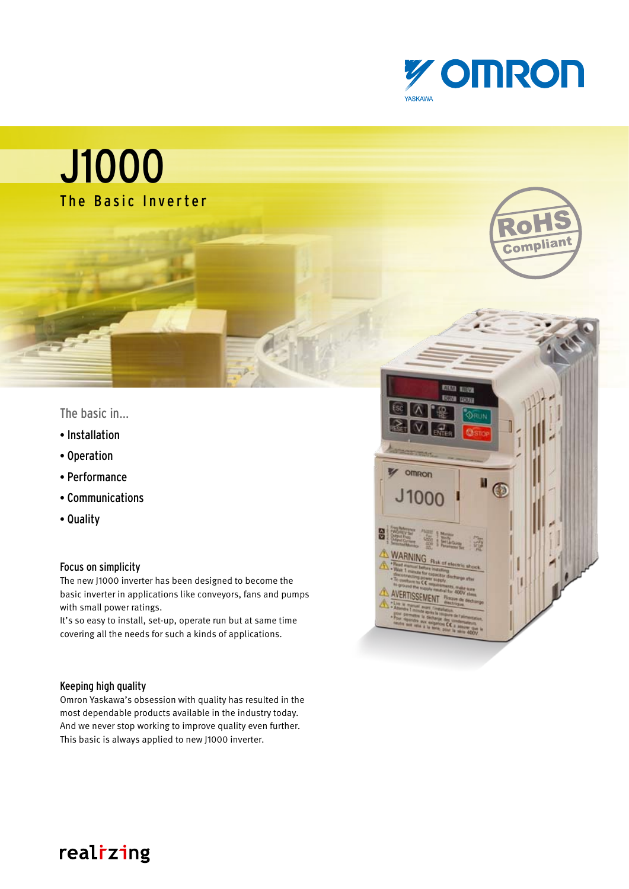# J1000

## The Basic Inverter

The basic in...

- Installation
- Operation
- Performance
- Communications
- Quality

### Focus on simplicity

The new J1000 inverter has been designed to become the basic inverter in applications like conveyors, fans and pumps with small power ratings.
It's so easy to install, set-up, operate run but at same time covering all the needs for such a kinds of applications.

### Keeping high quality

Omron Yaskawa's obsession with quality has resulted in the most dependable products available in the industry today. And we never stop working to improve quality even further. This basic is always applied to new J1000 inverter.

realizing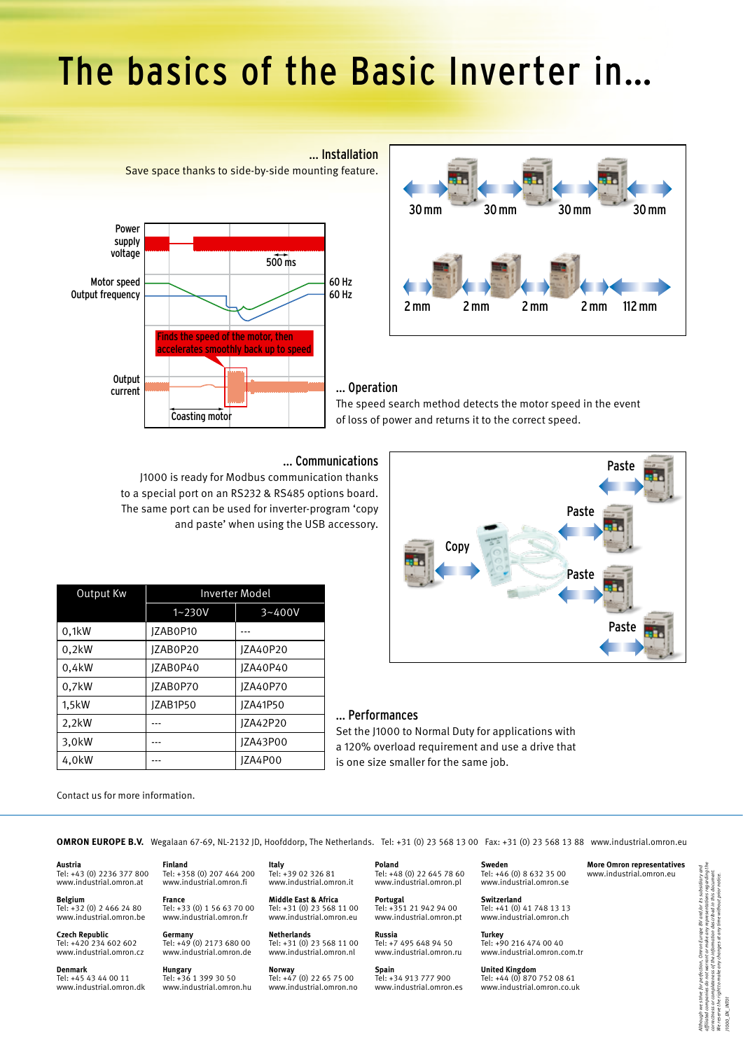# The basics of the Basic Inverter in…

## … Installation

Save space thanks to side-by-side mounting feature.

30 mm 30 mm 30 mm 30 mm

2 mm 2 mm 2 mm 2 mm 112 mm

Power supply voltage

500 ms

Motor speed
Output frequency

60 Hz
60 Hz

Finds the speed of the motor, then accelerates smoothly back up to speed

Output current

Coasting motor

## … Operation

The speed search method detects the motor speed in the event of loss of power and returns it to the correct speed.

## … Communications

J1000 is ready for Modbus communication thanks to a special port on an RS232 & RS485 options board. The same port can be used for inverter-program 'copy and paste' when using the USB accessory.

Copy

Paste

Paste

Paste

Paste

| Output Kw | Inverter Model | |
|---|---|---|
| | 1~230V | 3~400V |
| 0,1kW | JZAB0P10 | --- |
| 0,2kW | JZAB0P20 | JZA40P20 |
| 0,4kW | JZAB0P40 | JZA40P40 |
| 0,7kW | JZAB0P70 | JZA40P70 |
| 1,5kW | JZAB1P50 | JZA41P50 |
| 2,2kW | --- | JZA42P20 |
| 3,0kW | --- | JZA43P00 |
| 4,0kW | --- | JZA4P00 |

## … Performances

Set the J1000 to Normal Duty for applications with a 120% overload requirement and use a drive that is one size smaller for the same job.

Contact us for more information.

**OMRON EUROPE B.V.** Wegalaan 67-69, NL-2132 JD, Hoofddorp, The Netherlands. Tel: +31 (0) 23 568 13 00 Fax: +31 (0) 23 568 13 88 www.industrial.omron.eu

**Austria**
Tel: +43 (0) 2236 377 800
www.industrial.omron.at

**Belgium**
Tel: +32 (0) 2 466 24 80
www.industrial.omron.be

**Czech Republic**
Tel: +420 234 602 602
www.industrial.omron.cz

**Denmark**
Tel: +45 43 44 00 11
www.industrial.omron.dk

**Finland**
Tel: +358 (0) 207 464 200
www.industrial.omron.fi

**France**
Tel: +33 (0) 1 56 63 70 00
www.industrial.omron.fr

**Germany**
Tel: +49 (0) 2173 680 00
www.industrial.omron.de

**Hungary**
Tel: +36 1 399 30 50
www.industrial.omron.hu

**Italy**
Tel: +39 02 326 81
www.industrial.omron.it

**Middle East & Africa**
Tel: +31 (0) 23 568 11 00
www.industrial.omron.eu

**Netherlands**
Tel: +31 (0) 23 568 11 00
www.industrial.omron.nl

**Norway**
Tel: +47 (0) 22 65 75 00
www.industrial.omron.no

**Poland**
Tel: +48 (0) 22 645 78 60
www.industrial.omron.pl

**Portugal**
Tel: +351 21 942 94 00
www.industrial.omron.pt

**Russia**
Tel: +7 495 648 94 50
www.industrial.omron.ru

**Spain**
Tel: +34 913 777 900
www.industrial.omron.es

**Sweden**
Tel: +46 (0) 8 632 35 00
www.industrial.omron.se

**Switzerland**
Tel: +41 (0) 41 748 13 13
www.industrial.omron.ch

**Turkey**
Tel: +90 216 474 00 40
www.industrial.omron.com.tr

**United Kingdom**
Tel: +44 (0) 870 752 08 61
www.industrial.omron.co.uk

**More Omron representatives**
www.industrial.omron.eu

*Although we strive for perfection, Omron Europe BV and/or its subsidiary and affiliated companies do not warrant or make any representations regarding the correctness or completeness of the information described in this document. We reserve the right to make any changes at any time without prior notice.*

J1000_EN_INFO1